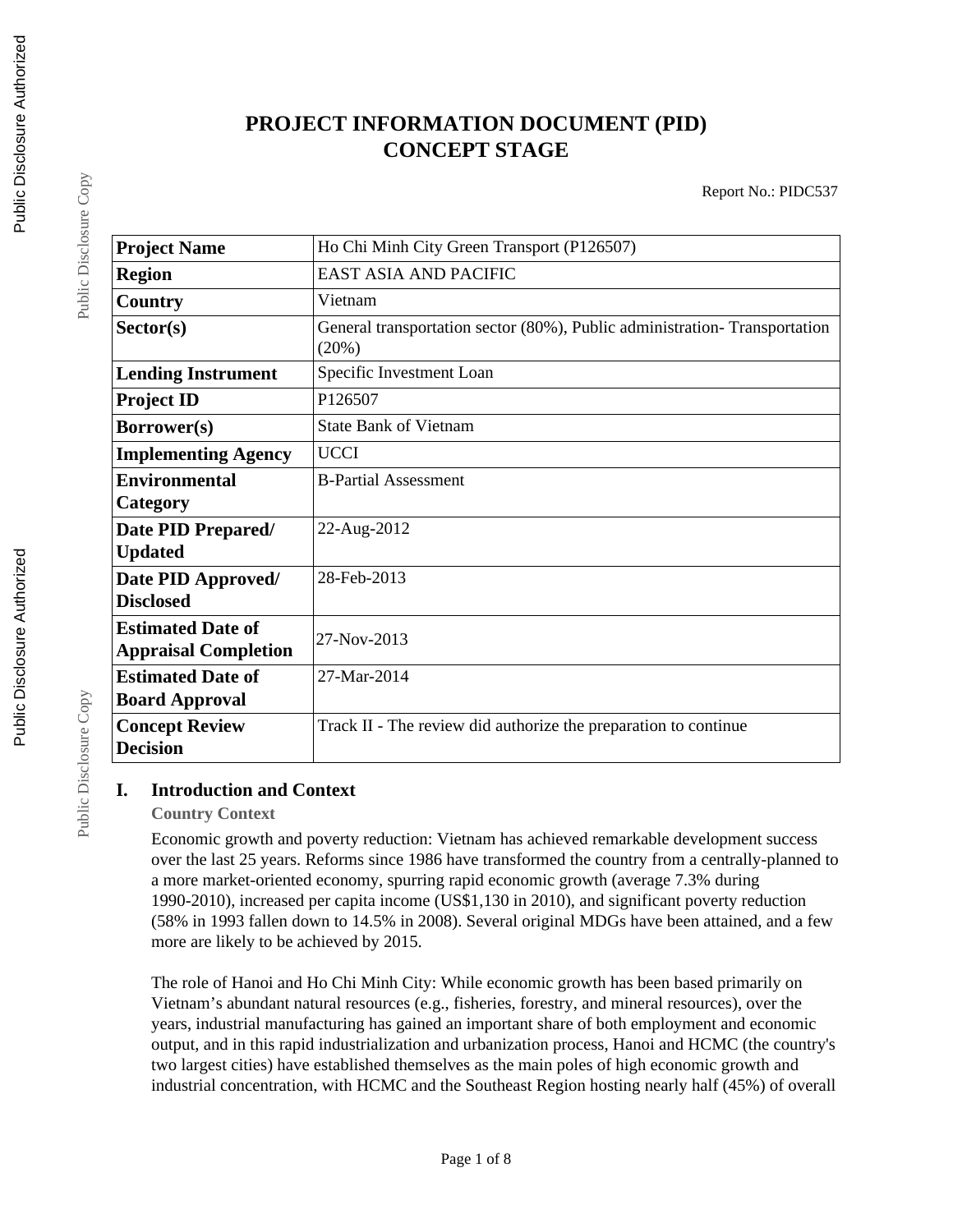# PROJECT INFORMATION DOCUMENT (PID)
# CONCEPT STAGE

Report No.: PIDC537

| | |
|---|---|
| **Project Name** | Ho Chi Minh City Green Transport (P126507) |
| **Region** | EAST ASIA AND PACIFIC |
| **Country** | Vietnam |
| **Sector(s)** | General transportation sector (80%), Public administration- Transportation (20%) |
| **Lending Instrument** | Specific Investment Loan |
| **Project ID** | P126507 |
| **Borrower(s)** | State Bank of Vietnam |
| **Implementing Agency** | UCCI |
| **Environmental Category** | B-Partial Assessment |
| **Date PID Prepared/ Updated** | 22-Aug-2012 |
| **Date PID Approved/ Disclosed** | 28-Feb-2013 |
| **Estimated Date of Appraisal Completion** | 27-Nov-2013 |
| **Estimated Date of Board Approval** | 27-Mar-2014 |
| **Concept Review Decision** | Track II - The review did authorize the preparation to continue |

## I. Introduction and Context

### Country Context

Economic growth and poverty reduction: Vietnam has achieved remarkable development success over the last 25 years. Reforms since 1986 have transformed the country from a centrally-planned to a more market-oriented economy, spurring rapid economic growth (average 7.3% during 1990-2010), increased per capita income (US$1,130 in 2010), and significant poverty reduction (58% in 1993 fallen down to 14.5% in 2008). Several original MDGs have been attained, and a few more are likely to be achieved by 2015.

The role of Hanoi and Ho Chi Minh City: While economic growth has been based primarily on Vietnam's abundant natural resources (e.g., fisheries, forestry, and mineral resources), over the years, industrial manufacturing has gained an important share of both employment and economic output, and in this rapid industrialization and urbanization process, Hanoi and HCMC (the country's two largest cities) have established themselves as the main poles of high economic growth and industrial concentration, with HCMC and the Southeast Region hosting nearly half (45%) of overall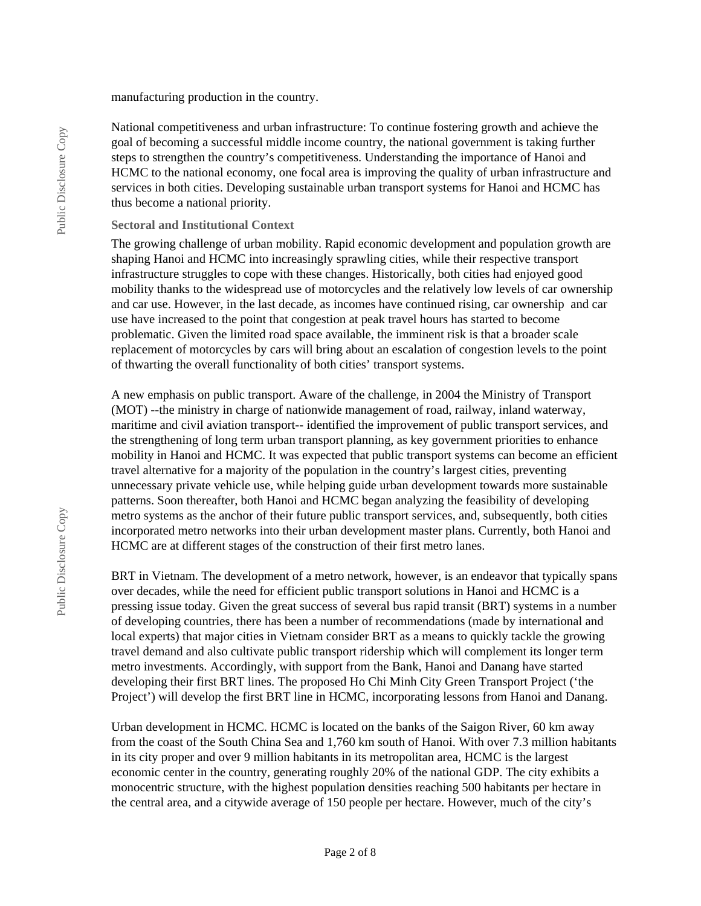manufacturing production in the country.

National competitiveness and urban infrastructure: To continue fostering growth and achieve the goal of becoming a successful middle income country, the national government is taking further steps to strengthen the country's competitiveness. Understanding the importance of Hanoi and HCMC to the national economy, one focal area is improving the quality of urban infrastructure and services in both cities. Developing sustainable urban transport systems for Hanoi and HCMC has thus become a national priority.

### Sectoral and Institutional Context

The growing challenge of urban mobility. Rapid economic development and population growth are shaping Hanoi and HCMC into increasingly sprawling cities, while their respective transport infrastructure struggles to cope with these changes. Historically, both cities had enjoyed good mobility thanks to the widespread use of motorcycles and the relatively low levels of car ownership and car use. However, in the last decade, as incomes have continued rising, car ownership and car use have increased to the point that congestion at peak travel hours has started to become problematic. Given the limited road space available, the imminent risk is that a broader scale replacement of motorcycles by cars will bring about an escalation of congestion levels to the point of thwarting the overall functionality of both cities' transport systems.

A new emphasis on public transport. Aware of the challenge, in 2004 the Ministry of Transport (MOT) --the ministry in charge of nationwide management of road, railway, inland waterway, maritime and civil aviation transport-- identified the improvement of public transport services, and the strengthening of long term urban transport planning, as key government priorities to enhance mobility in Hanoi and HCMC. It was expected that public transport systems can become an efficient travel alternative for a majority of the population in the country's largest cities, preventing unnecessary private vehicle use, while helping guide urban development towards more sustainable patterns. Soon thereafter, both Hanoi and HCMC began analyzing the feasibility of developing metro systems as the anchor of their future public transport services, and, subsequently, both cities incorporated metro networks into their urban development master plans. Currently, both Hanoi and HCMC are at different stages of the construction of their first metro lanes.

BRT in Vietnam. The development of a metro network, however, is an endeavor that typically spans over decades, while the need for efficient public transport solutions in Hanoi and HCMC is a pressing issue today. Given the great success of several bus rapid transit (BRT) systems in a number of developing countries, there has been a number of recommendations (made by international and local experts) that major cities in Vietnam consider BRT as a means to quickly tackle the growing travel demand and also cultivate public transport ridership which will complement its longer term metro investments. Accordingly, with support from the Bank, Hanoi and Danang have started developing their first BRT lines. The proposed Ho Chi Minh City Green Transport Project ('the Project') will develop the first BRT line in HCMC, incorporating lessons from Hanoi and Danang.

Urban development in HCMC. HCMC is located on the banks of the Saigon River, 60 km away from the coast of the South China Sea and 1,760 km south of Hanoi. With over 7.3 million habitants in its city proper and over 9 million habitants in its metropolitan area, HCMC is the largest economic center in the country, generating roughly 20% of the national GDP. The city exhibits a monocentric structure, with the highest population densities reaching 500 habitants per hectare in the central area, and a citywide average of 150 people per hectare. However, much of the city's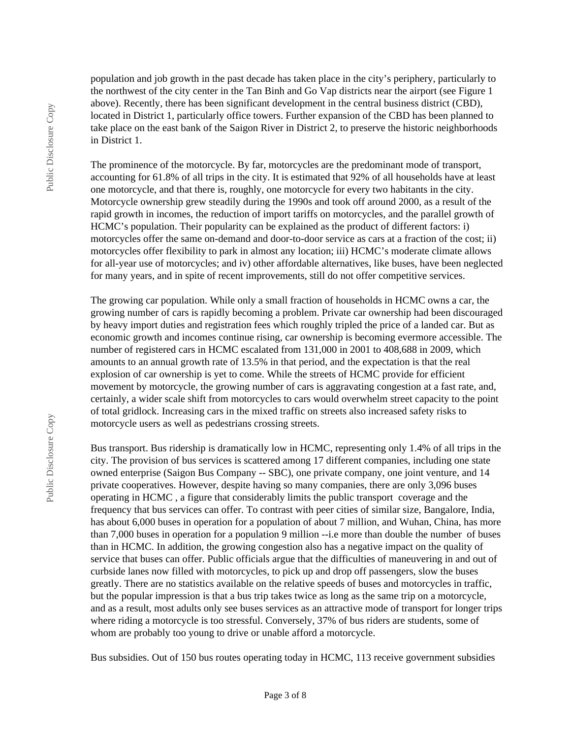population and job growth in the past decade has taken place in the city's periphery, particularly to the northwest of the city center in the Tan Binh and Go Vap districts near the airport (see Figure 1 above). Recently, there has been significant development in the central business district (CBD), located in District 1, particularly office towers. Further expansion of the CBD has been planned to take place on the east bank of the Saigon River in District 2, to preserve the historic neighborhoods in District 1.

The prominence of the motorcycle. By far, motorcycles are the predominant mode of transport, accounting for 61.8% of all trips in the city. It is estimated that 92% of all households have at least one motorcycle, and that there is, roughly, one motorcycle for every two habitants in the city. Motorcycle ownership grew steadily during the 1990s and took off around 2000, as a result of the rapid growth in incomes, the reduction of import tariffs on motorcycles, and the parallel growth of HCMC's population. Their popularity can be explained as the product of different factors: i) motorcycles offer the same on-demand and door-to-door service as cars at a fraction of the cost; ii) motorcycles offer flexibility to park in almost any location; iii) HCMC's moderate climate allows for all-year use of motorcycles; and iv) other affordable alternatives, like buses, have been neglected for many years, and in spite of recent improvements, still do not offer competitive services.

The growing car population. While only a small fraction of households in HCMC owns a car, the growing number of cars is rapidly becoming a problem. Private car ownership had been discouraged by heavy import duties and registration fees which roughly tripled the price of a landed car. But as economic growth and incomes continue rising, car ownership is becoming evermore accessible. The number of registered cars in HCMC escalated from 131,000 in 2001 to 408,688 in 2009, which amounts to an annual growth rate of 13.5% in that period, and the expectation is that the real explosion of car ownership is yet to come. While the streets of HCMC provide for efficient movement by motorcycle, the growing number of cars is aggravating congestion at a fast rate, and, certainly, a wider scale shift from motorcycles to cars would overwhelm street capacity to the point of total gridlock. Increasing cars in the mixed traffic on streets also increased safety risks to motorcycle users as well as pedestrians crossing streets.

Bus transport. Bus ridership is dramatically low in HCMC, representing only 1.4% of all trips in the city. The provision of bus services is scattered among 17 different companies, including one state owned enterprise (Saigon Bus Company -- SBC), one private company, one joint venture, and 14 private cooperatives. However, despite having so many companies, there are only 3,096 buses operating in HCMC , a figure that considerably limits the public transport coverage and the frequency that bus services can offer. To contrast with peer cities of similar size, Bangalore, India, has about 6,000 buses in operation for a population of about 7 million, and Wuhan, China, has more than 7,000 buses in operation for a population 9 million --i.e more than double the number of buses than in HCMC. In addition, the growing congestion also has a negative impact on the quality of service that buses can offer. Public officials argue that the difficulties of maneuvering in and out of curbside lanes now filled with motorcycles, to pick up and drop off passengers, slow the buses greatly. There are no statistics available on the relative speeds of buses and motorcycles in traffic, but the popular impression is that a bus trip takes twice as long as the same trip on a motorcycle, and as a result, most adults only see buses services as an attractive mode of transport for longer trips where riding a motorcycle is too stressful. Conversely, 37% of bus riders are students, some of whom are probably too young to drive or unable afford a motorcycle.

Bus subsidies. Out of 150 bus routes operating today in HCMC, 113 receive government subsidies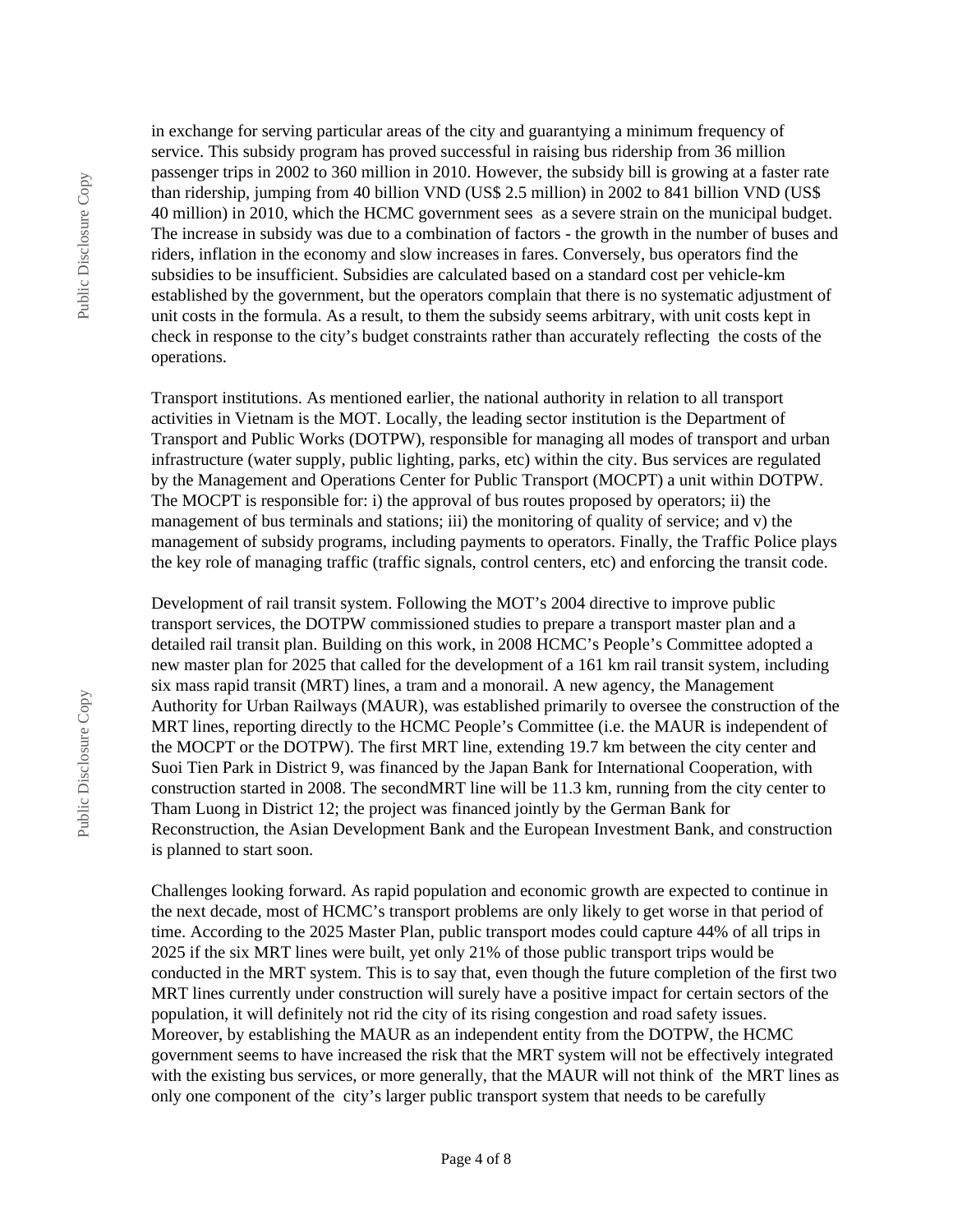in exchange for serving particular areas of the city and guarantying a minimum frequency of service. This subsidy program has proved successful in raising bus ridership from 36 million passenger trips in 2002 to 360 million in 2010. However, the subsidy bill is growing at a faster rate than ridership, jumping from 40 billion VND (US$ 2.5 million) in 2002 to 841 billion VND (US$ 40 million) in 2010, which the HCMC government sees as a severe strain on the municipal budget. The increase in subsidy was due to a combination of factors - the growth in the number of buses and riders, inflation in the economy and slow increases in fares. Conversely, bus operators find the subsidies to be insufficient. Subsidies are calculated based on a standard cost per vehicle-km established by the government, but the operators complain that there is no systematic adjustment of unit costs in the formula. As a result, to them the subsidy seems arbitrary, with unit costs kept in check in response to the city's budget constraints rather than accurately reflecting the costs of the operations.

Transport institutions. As mentioned earlier, the national authority in relation to all transport activities in Vietnam is the MOT. Locally, the leading sector institution is the Department of Transport and Public Works (DOTPW), responsible for managing all modes of transport and urban infrastructure (water supply, public lighting, parks, etc) within the city. Bus services are regulated by the Management and Operations Center for Public Transport (MOCPT) a unit within DOTPW. The MOCPT is responsible for: i) the approval of bus routes proposed by operators; ii) the management of bus terminals and stations; iii) the monitoring of quality of service; and v) the management of subsidy programs, including payments to operators. Finally, the Traffic Police plays the key role of managing traffic (traffic signals, control centers, etc) and enforcing the transit code.

Development of rail transit system. Following the MOT's 2004 directive to improve public transport services, the DOTPW commissioned studies to prepare a transport master plan and a detailed rail transit plan. Building on this work, in 2008 HCMC's People's Committee adopted a new master plan for 2025 that called for the development of a 161 km rail transit system, including six mass rapid transit (MRT) lines, a tram and a monorail. A new agency, the Management Authority for Urban Railways (MAUR), was established primarily to oversee the construction of the MRT lines, reporting directly to the HCMC People's Committee (i.e. the MAUR is independent of the MOCPT or the DOTPW). The first MRT line, extending 19.7 km between the city center and Suoi Tien Park in District 9, was financed by the Japan Bank for International Cooperation, with construction started in 2008. The secondMRT line will be 11.3 km, running from the city center to Tham Luong in District 12; the project was financed jointly by the German Bank for Reconstruction, the Asian Development Bank and the European Investment Bank, and construction is planned to start soon.

Challenges looking forward. As rapid population and economic growth are expected to continue in the next decade, most of HCMC's transport problems are only likely to get worse in that period of time. According to the 2025 Master Plan, public transport modes could capture 44% of all trips in 2025 if the six MRT lines were built, yet only 21% of those public transport trips would be conducted in the MRT system. This is to say that, even though the future completion of the first two MRT lines currently under construction will surely have a positive impact for certain sectors of the population, it will definitely not rid the city of its rising congestion and road safety issues. Moreover, by establishing the MAUR as an independent entity from the DOTPW, the HCMC government seems to have increased the risk that the MRT system will not be effectively integrated with the existing bus services, or more generally, that the MAUR will not think of the MRT lines as only one component of the city's larger public transport system that needs to be carefully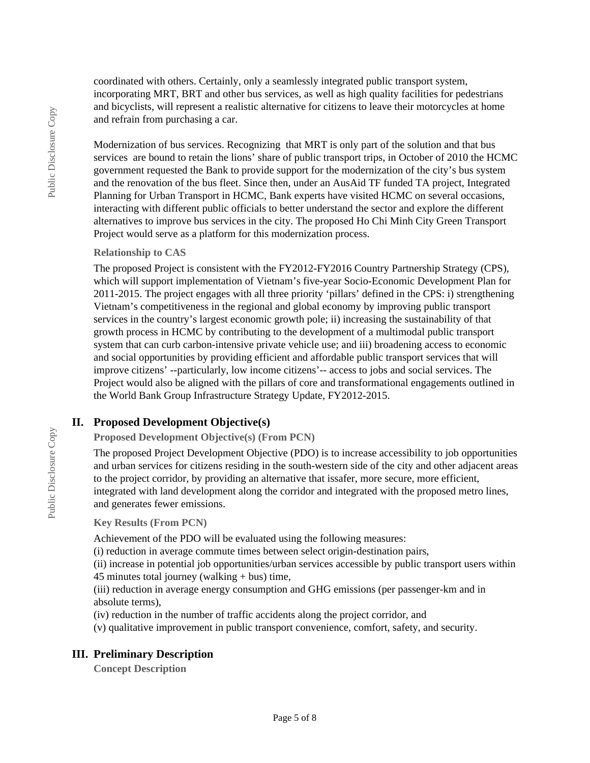coordinated with others. Certainly, only a seamlessly integrated public transport system, incorporating MRT, BRT and other bus services, as well as high quality facilities for pedestrians and bicyclists, will represent a realistic alternative for citizens to leave their motorcycles at home and refrain from purchasing a car.

Modernization of bus services. Recognizing that MRT is only part of the solution and that bus services are bound to retain the lions' share of public transport trips, in October of 2010 the HCMC government requested the Bank to provide support for the modernization of the city's bus system and the renovation of the bus fleet. Since then, under an AusAid TF funded TA project, Integrated Planning for Urban Transport in HCMC, Bank experts have visited HCMC on several occasions, interacting with different public officials to better understand the sector and explore the different alternatives to improve bus services in the city. The proposed Ho Chi Minh City Green Transport Project would serve as a platform for this modernization process.

### Relationship to CAS

The proposed Project is consistent with the FY2012-FY2016 Country Partnership Strategy (CPS), which will support implementation of Vietnam's five-year Socio-Economic Development Plan for 2011-2015. The project engages with all three priority 'pillars' defined in the CPS: i) strengthening Vietnam's competitiveness in the regional and global economy by improving public transport services in the country's largest economic growth pole; ii) increasing the sustainability of that growth process in HCMC by contributing to the development of a multimodal public transport system that can curb carbon-intensive private vehicle use; and iii) broadening access to economic and social opportunities by providing efficient and affordable public transport services that will improve citizens' --particularly, low income citizens'-- access to jobs and social services. The Project would also be aligned with the pillars of core and transformational engagements outlined in the World Bank Group Infrastructure Strategy Update, FY2012-2015.

## II. Proposed Development Objective(s)

### Proposed Development Objective(s) (From PCN)

The proposed Project Development Objective (PDO) is to increase accessibility to job opportunities and urban services for citizens residing in the south-western side of the city and other adjacent areas to the project corridor, by providing an alternative that issafer, more secure, more efficient, integrated with land development along the corridor and integrated with the proposed metro lines, and generates fewer emissions.

### Key Results (From PCN)

Achievement of the PDO will be evaluated using the following measures:

(i) reduction in average commute times between select origin-destination pairs,

(ii) increase in potential job opportunities/urban services accessible by public transport users within 45 minutes total journey (walking + bus) time,

(iii) reduction in average energy consumption and GHG emissions (per passenger-km and in absolute terms),

(iv) reduction in the number of traffic accidents along the project corridor, and

(v) qualitative improvement in public transport convenience, comfort, safety, and security.

## III. Preliminary Description

### Concept Description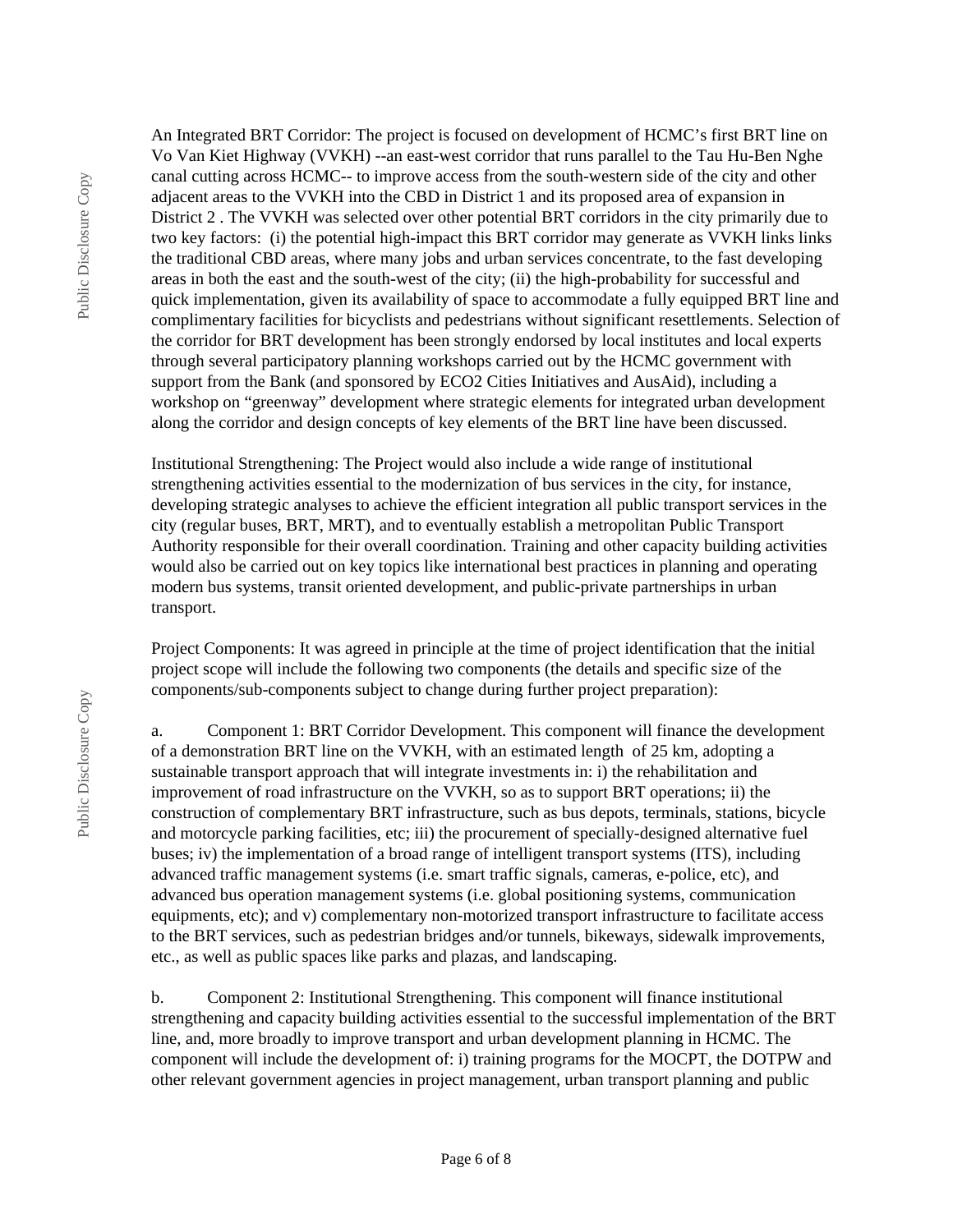An Integrated BRT Corridor: The project is focused on development of HCMC's first BRT line on Vo Van Kiet Highway (VVKH) --an east-west corridor that runs parallel to the Tau Hu-Ben Nghe canal cutting across HCMC-- to improve access from the south-western side of the city and other adjacent areas to the VVKH into the CBD in District 1 and its proposed area of expansion in District 2 . The VVKH was selected over other potential BRT corridors in the city primarily due to two key factors: (i) the potential high-impact this BRT corridor may generate as VVKH links links the traditional CBD areas, where many jobs and urban services concentrate, to the fast developing areas in both the east and the south-west of the city; (ii) the high-probability for successful and quick implementation, given its availability of space to accommodate a fully equipped BRT line and complimentary facilities for bicyclists and pedestrians without significant resettlements. Selection of the corridor for BRT development has been strongly endorsed by local institutes and local experts through several participatory planning workshops carried out by the HCMC government with support from the Bank (and sponsored by ECO2 Cities Initiatives and AusAid), including a workshop on "greenway" development where strategic elements for integrated urban development along the corridor and design concepts of key elements of the BRT line have been discussed.

Institutional Strengthening: The Project would also include a wide range of institutional strengthening activities essential to the modernization of bus services in the city, for instance, developing strategic analyses to achieve the efficient integration all public transport services in the city (regular buses, BRT, MRT), and to eventually establish a metropolitan Public Transport Authority responsible for their overall coordination. Training and other capacity building activities would also be carried out on key topics like international best practices in planning and operating modern bus systems, transit oriented development, and public-private partnerships in urban transport.

Project Components: It was agreed in principle at the time of project identification that the initial project scope will include the following two components (the details and specific size of the components/sub-components subject to change during further project preparation):

a. Component 1: BRT Corridor Development. This component will finance the development of a demonstration BRT line on the VVKH, with an estimated length of 25 km, adopting a sustainable transport approach that will integrate investments in: i) the rehabilitation and improvement of road infrastructure on the VVKH, so as to support BRT operations; ii) the construction of complementary BRT infrastructure, such as bus depots, terminals, stations, bicycle and motorcycle parking facilities, etc; iii) the procurement of specially-designed alternative fuel buses; iv) the implementation of a broad range of intelligent transport systems (ITS), including advanced traffic management systems (i.e. smart traffic signals, cameras, e-police, etc), and advanced bus operation management systems (i.e. global positioning systems, communication equipments, etc); and v) complementary non-motorized transport infrastructure to facilitate access to the BRT services, such as pedestrian bridges and/or tunnels, bikeways, sidewalk improvements, etc., as well as public spaces like parks and plazas, and landscaping.

b. Component 2: Institutional Strengthening. This component will finance institutional strengthening and capacity building activities essential to the successful implementation of the BRT line, and, more broadly to improve transport and urban development planning in HCMC. The component will include the development of: i) training programs for the MOCPT, the DOTPW and other relevant government agencies in project management, urban transport planning and public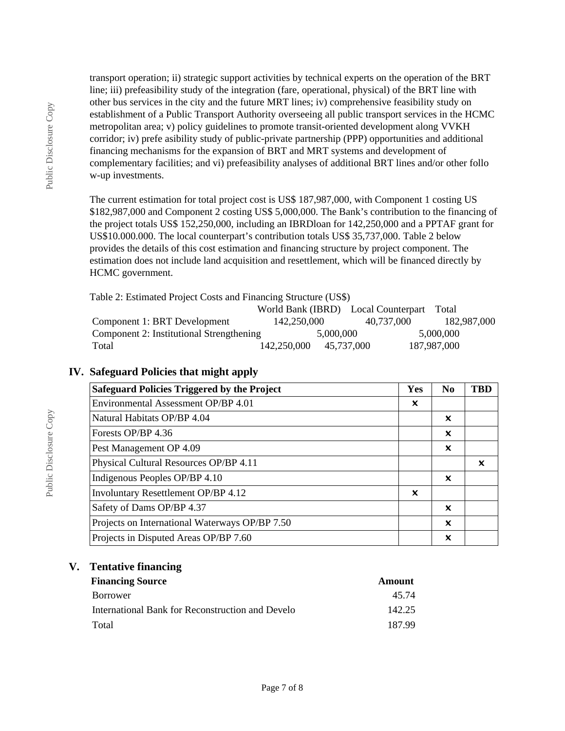transport operation; ii) strategic support activities by technical experts on the operation of the BRT line; iii) prefeasibility study of the integration (fare, operational, physical) of the BRT line with other bus services in the city and the future MRT lines; iv) comprehensive feasibility study on establishment of a Public Transport Authority overseeing all public transport services in the HCMC metropolitan area; v) policy guidelines to promote transit-oriented development along VVKH corridor; iv) prefe asibility study of public-private partnership (PPP) opportunities and additional financing mechanisms for the expansion of BRT and MRT systems and development of complementary facilities; and vi) prefeasibility analyses of additional BRT lines and/or other follo w-up investments.

The current estimation for total project cost is US$ 187,987,000, with Component 1 costing US $182,987,000 and Component 2 costing US$ 5,000,000. The Bank's contribution to the financing of the project totals US$ 152,250,000, including an IBRDloan for 142,250,000 and a PPTAF grant for US$10.000.000. The local counterpart's contribution totals US$ 35,737,000. Table 2 below provides the details of this cost estimation and financing structure by project component. The estimation does not include land acquisition and resettlement, which will be financed directly by HCMC government.

Table 2: Estimated Project Costs and Financing Structure (US$)

| | World Bank (IBRD) | Local Counterpart | Total |
|---|---|---|---|
| Component 1: BRT Development | 142,250,000 | 40,737,000 | 182,987,000 |
| Component 2: Institutional Strengthening | | 5,000,000 | 5,000,000 |
| Total | 142,250,000 | 45,737,000 | 187,987,000 |

## IV. Safeguard Policies that might apply

| Safeguard Policies Triggered by the Project | Yes | No | TBD |
|---|---|---|---|
| Environmental Assessment OP/BP 4.01 | ✖ | | |
| Natural Habitats OP/BP 4.04 | | ✖ | |
| Forests OP/BP 4.36 | | ✖ | |
| Pest Management OP 4.09 | | ✖ | |
| Physical Cultural Resources OP/BP 4.11 | | | ✖ |
| Indigenous Peoples OP/BP 4.10 | | ✖ | |
| Involuntary Resettlement OP/BP 4.12 | ✖ | | |
| Safety of Dams OP/BP 4.37 | | ✖ | |
| Projects on International Waterways OP/BP 7.50 | | ✖ | |
| Projects in Disputed Areas OP/BP 7.60 | | ✖ | |

## V. Tentative financing

| Financing Source | Amount |
|---|---|
| Borrower | 45.74 |
| International Bank for Reconstruction and Develo | 142.25 |
| Total | 187.99 |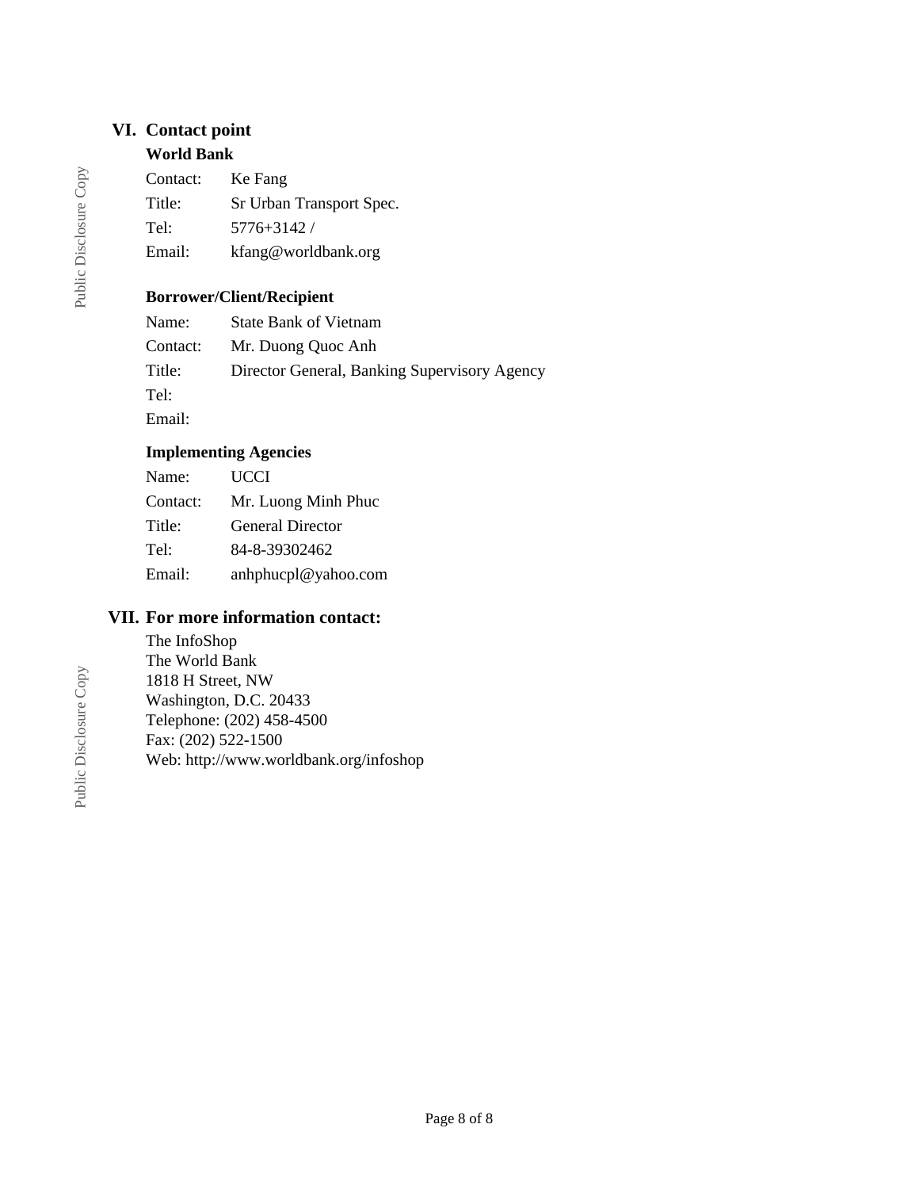## VI. Contact point

### World Bank

| | |
|---|---|
| Contact: | Ke Fang |
| Title: | Sr Urban Transport Spec. |
| Tel: | 5776+3142 / |
| Email: | kfang@worldbank.org |

### Borrower/Client/Recipient

| | |
|---|---|
| Name: | State Bank of Vietnam |
| Contact: | Mr. Duong Quoc Anh |
| Title: | Director General, Banking Supervisory Agency |
| Tel: | |
| Email: | |

### Implementing Agencies

| | |
|---|---|
| Name: | UCCI |
| Contact: | Mr. Luong Minh Phuc |
| Title: | General Director |
| Tel: | 84-8-39302462 |
| Email: | anhphucpl@yahoo.com |

## VII. For more information contact:

The InfoShop
The World Bank
1818 H Street, NW
Washington, D.C. 20433
Telephone: (202) 458-4500
Fax: (202) 522-1500
Web: http://www.worldbank.org/infoshop